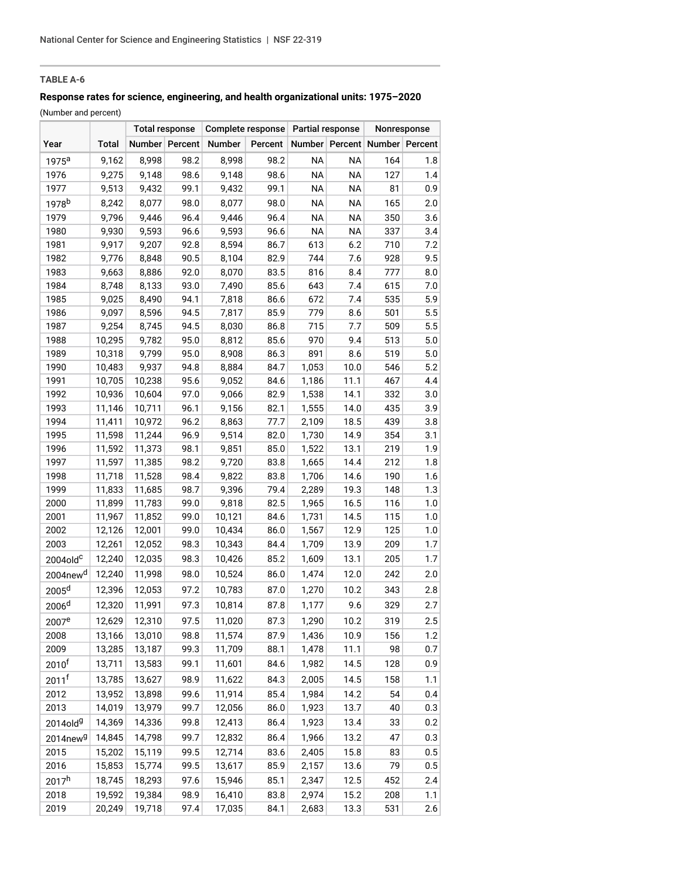**TABLE A-6**

**Response rates for science, engineering, and health organizational units: 1975–2020**

(Number and percent)

| | | Total response | | Complete response | | Partial response | | Nonresponse | |
|---|---|---|---|---|---|---|---|---|---|
| Year | Total | Number | Percent | Number | Percent | Number | Percent | Number | Percent |
| 1975[a] | 9,162 | 8,998 | 98.2 | 8,998 | 98.2 | NA | NA | 164 | 1.8 |
| 1976 | 9,275 | 9,148 | 98.6 | 9,148 | 98.6 | NA | NA | 127 | 1.4 |
| 1977 | 9,513 | 9,432 | 99.1 | 9,432 | 99.1 | NA | NA | 81 | 0.9 |
| 1978[b] | 8,242 | 8,077 | 98.0 | 8,077 | 98.0 | NA | NA | 165 | 2.0 |
| 1979 | 9,796 | 9,446 | 96.4 | 9,446 | 96.4 | NA | NA | 350 | 3.6 |
| 1980 | 9,930 | 9,593 | 96.6 | 9,593 | 96.6 | NA | NA | 337 | 3.4 |
| 1981 | 9,917 | 9,207 | 92.8 | 8,594 | 86.7 | 613 | 6.2 | 710 | 7.2 |
| 1982 | 9,776 | 8,848 | 90.5 | 8,104 | 82.9 | 744 | 7.6 | 928 | 9.5 |
| 1983 | 9,663 | 8,886 | 92.0 | 8,070 | 83.5 | 816 | 8.4 | 777 | 8.0 |
| 1984 | 8,748 | 8,133 | 93.0 | 7,490 | 85.6 | 643 | 7.4 | 615 | 7.0 |
| 1985 | 9,025 | 8,490 | 94.1 | 7,818 | 86.6 | 672 | 7.4 | 535 | 5.9 |
| 1986 | 9,097 | 8,596 | 94.5 | 7,817 | 85.9 | 779 | 8.6 | 501 | 5.5 |
| 1987 | 9,254 | 8,745 | 94.5 | 8,030 | 86.8 | 715 | 7.7 | 509 | 5.5 |
| 1988 | 10,295 | 9,782 | 95.0 | 8,812 | 85.6 | 970 | 9.4 | 513 | 5.0 |
| 1989 | 10,318 | 9,799 | 95.0 | 8,908 | 86.3 | 891 | 8.6 | 519 | 5.0 |
| 1990 | 10,483 | 9,937 | 94.8 | 8,884 | 84.7 | 1,053 | 10.0 | 546 | 5.2 |
| 1991 | 10,705 | 10,238 | 95.6 | 9,052 | 84.6 | 1,186 | 11.1 | 467 | 4.4 |
| 1992 | 10,936 | 10,604 | 97.0 | 9,066 | 82.9 | 1,538 | 14.1 | 332 | 3.0 |
| 1993 | 11,146 | 10,711 | 96.1 | 9,156 | 82.1 | 1,555 | 14.0 | 435 | 3.9 |
| 1994 | 11,411 | 10,972 | 96.2 | 8,863 | 77.7 | 2,109 | 18.5 | 439 | 3.8 |
| 1995 | 11,598 | 11,244 | 96.9 | 9,514 | 82.0 | 1,730 | 14.9 | 354 | 3.1 |
| 1996 | 11,592 | 11,373 | 98.1 | 9,851 | 85.0 | 1,522 | 13.1 | 219 | 1.9 |
| 1997 | 11,597 | 11,385 | 98.2 | 9,720 | 83.8 | 1,665 | 14.4 | 212 | 1.8 |
| 1998 | 11,718 | 11,528 | 98.4 | 9,822 | 83.8 | 1,706 | 14.6 | 190 | 1.6 |
| 1999 | 11,833 | 11,685 | 98.7 | 9,396 | 79.4 | 2,289 | 19.3 | 148 | 1.3 |
| 2000 | 11,899 | 11,783 | 99.0 | 9,818 | 82.5 | 1,965 | 16.5 | 116 | 1.0 |
| 2001 | 11,967 | 11,852 | 99.0 | 10,121 | 84.6 | 1,731 | 14.5 | 115 | 1.0 |
| 2002 | 12,126 | 12,001 | 99.0 | 10,434 | 86.0 | 1,567 | 12.9 | 125 | 1.0 |
| 2003 | 12,261 | 12,052 | 98.3 | 10,343 | 84.4 | 1,709 | 13.9 | 209 | 1.7 |
| 2004old[c] | 12,240 | 12,035 | 98.3 | 10,426 | 85.2 | 1,609 | 13.1 | 205 | 1.7 |
| 2004new[d] | 12,240 | 11,998 | 98.0 | 10,524 | 86.0 | 1,474 | 12.0 | 242 | 2.0 |
| 2005[d] | 12,396 | 12,053 | 97.2 | 10,783 | 87.0 | 1,270 | 10.2 | 343 | 2.8 |
| 2006[d] | 12,320 | 11,991 | 97.3 | 10,814 | 87.8 | 1,177 | 9.6 | 329 | 2.7 |
| 2007[e] | 12,629 | 12,310 | 97.5 | 11,020 | 87.3 | 1,290 | 10.2 | 319 | 2.5 |
| 2008 | 13,166 | 13,010 | 98.8 | 11,574 | 87.9 | 1,436 | 10.9 | 156 | 1.2 |
| 2009 | 13,285 | 13,187 | 99.3 | 11,709 | 88.1 | 1,478 | 11.1 | 98 | 0.7 |
| 2010[f] | 13,711 | 13,583 | 99.1 | 11,601 | 84.6 | 1,982 | 14.5 | 128 | 0.9 |
| 2011[f] | 13,785 | 13,627 | 98.9 | 11,622 | 84.3 | 2,005 | 14.5 | 158 | 1.1 |
| 2012 | 13,952 | 13,898 | 99.6 | 11,914 | 85.4 | 1,984 | 14.2 | 54 | 0.4 |
| 2013 | 14,019 | 13,979 | 99.7 | 12,056 | 86.0 | 1,923 | 13.7 | 40 | 0.3 |
| 2014old[g] | 14,369 | 14,336 | 99.8 | 12,413 | 86.4 | 1,923 | 13.4 | 33 | 0.2 |
| 2014new[g] | 14,845 | 14,798 | 99.7 | 12,832 | 86.4 | 1,966 | 13.2 | 47 | 0.3 |
| 2015 | 15,202 | 15,119 | 99.5 | 12,714 | 83.6 | 2,405 | 15.8 | 83 | 0.5 |
| 2016 | 15,853 | 15,774 | 99.5 | 13,617 | 85.9 | 2,157 | 13.6 | 79 | 0.5 |
| 2017[h] | 18,745 | 18,293 | 97.6 | 15,946 | 85.1 | 2,347 | 12.5 | 452 | 2.4 |
| 2018 | 19,592 | 19,384 | 98.9 | 16,410 | 83.8 | 2,974 | 15.2 | 208 | 1.1 |
| 2019 | 20,249 | 19,718 | 97.4 | 17,035 | 84.1 | 2,683 | 13.3 | 531 | 2.6 |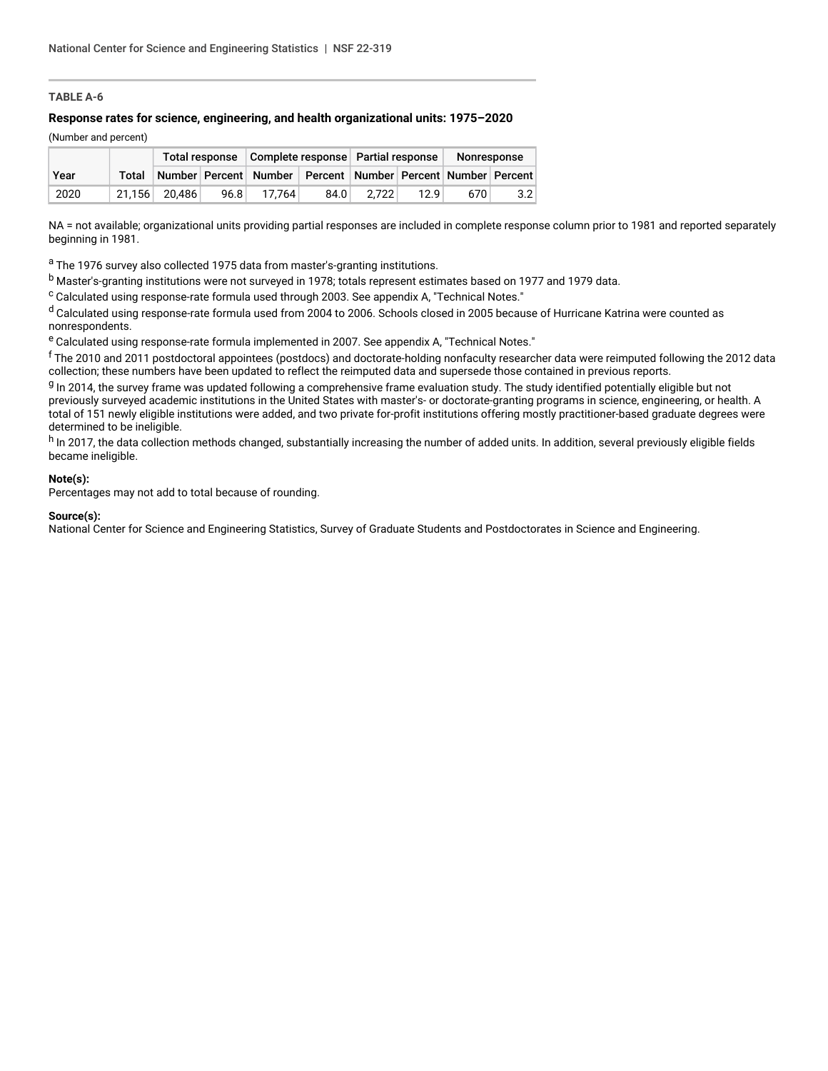**TABLE A-6**

**Response rates for science, engineering, and health organizational units: 1975–2020**

(Number and percent)

| | | Total response | | Complete response | | Partial response | | Nonresponse | |
|---|---|---|---|---|---|---|---|---|---|
| Year | Total | Number | Percent | Number | Percent | Number | Percent | Number | Percent |
| 2020 | 21,156 | 20,486 | 96.8 | 17,764 | 84.0 | 2,722 | 12.9 | 670 | 3.2 |

NA = not available; organizational units providing partial responses are included in complete response column prior to 1981 and reported separately beginning in 1981.

[a] The 1976 survey also collected 1975 data from master's-granting institutions.

[b] Master's-granting institutions were not surveyed in 1978; totals represent estimates based on 1977 and 1979 data.

[c] Calculated using response-rate formula used through 2003. See appendix A, "Technical Notes."

[d] Calculated using response-rate formula used from 2004 to 2006. Schools closed in 2005 because of Hurricane Katrina were counted as nonrespondents.

[e] Calculated using response-rate formula implemented in 2007. See appendix A, "Technical Notes."

[f] The 2010 and 2011 postdoctoral appointees (postdocs) and doctorate-holding nonfaculty researcher data were reimputed following the 2012 data collection; these numbers have been updated to reflect the reimputed data and supersede those contained in previous reports.

[g] In 2014, the survey frame was updated following a comprehensive frame evaluation study. The study identified potentially eligible but not previously surveyed academic institutions in the United States with master's- or doctorate-granting programs in science, engineering, or health. A total of 151 newly eligible institutions were added, and two private for-profit institutions offering mostly practitioner-based graduate degrees were determined to be ineligible.

[h] In 2017, the data collection methods changed, substantially increasing the number of added units. In addition, several previously eligible fields became ineligible.

**Note(s):**

Percentages may not add to total because of rounding.

**Source(s):**

National Center for Science and Engineering Statistics, Survey of Graduate Students and Postdoctorates in Science and Engineering.